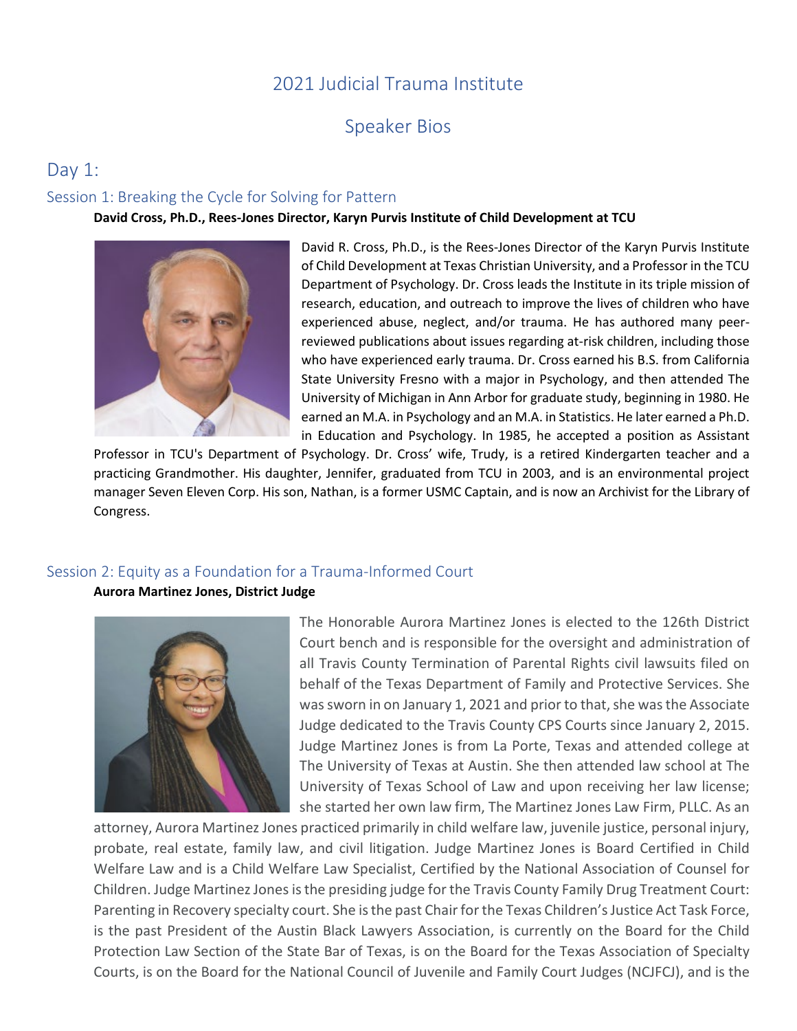# 2021 Judicial Trauma Institute

## Speaker Bios

## Day 1:

### Session 1: Breaking the Cycle for Solving for Pattern

**David Cross, Ph.D., Rees-Jones Director, Karyn Purvis Institute of Child Development at TCU**

David R. Cross, Ph.D., is the Rees-Jones Director of the Karyn Purvis Institute of Child Development at Texas Christian University, and a Professor in the TCU Department of Psychology. Dr. Cross leads the Institute in its triple mission of research, education, and outreach to improve the lives of children who have experienced abuse, neglect, and/or trauma. He has authored many peer-reviewed publications about issues regarding at-risk children, including those who have experienced early trauma. Dr. Cross earned his B.S. from California State University Fresno with a major in Psychology, and then attended The University of Michigan in Ann Arbor for graduate study, beginning in 1980. He earned an M.A. in Psychology and an M.A. in Statistics. He later earned a Ph.D. in Education and Psychology. In 1985, he accepted a position as Assistant Professor in TCU's Department of Psychology. Dr. Cross' wife, Trudy, is a retired Kindergarten teacher and a practicing Grandmother. His daughter, Jennifer, graduated from TCU in 2003, and is an environmental project manager Seven Eleven Corp. His son, Nathan, is a former USMC Captain, and is now an Archivist for the Library of Congress.

### Session 2: Equity as a Foundation for a Trauma-Informed Court

**Aurora Martinez Jones, District Judge**

The Honorable Aurora Martinez Jones is elected to the 126th District Court bench and is responsible for the oversight and administration of all Travis County Termination of Parental Rights civil lawsuits filed on behalf of the Texas Department of Family and Protective Services. She was sworn in on January 1, 2021 and prior to that, she was the Associate Judge dedicated to the Travis County CPS Courts since January 2, 2015. Judge Martinez Jones is from La Porte, Texas and attended college at The University of Texas at Austin. She then attended law school at The University of Texas School of Law and upon receiving her law license; she started her own law firm, The Martinez Jones Law Firm, PLLC. As an attorney, Aurora Martinez Jones practiced primarily in child welfare law, juvenile justice, personal injury, probate, real estate, family law, and civil litigation. Judge Martinez Jones is Board Certified in Child Welfare Law and is a Child Welfare Law Specialist, Certified by the National Association of Counsel for Children. Judge Martinez Jones is the presiding judge for the Travis County Family Drug Treatment Court: Parenting in Recovery specialty court. She is the past Chair for the Texas Children's Justice Act Task Force, is the past President of the Austin Black Lawyers Association, is currently on the Board for the Child Protection Law Section of the State Bar of Texas, is on the Board for the Texas Association of Specialty Courts, is on the Board for the National Council of Juvenile and Family Court Judges (NCJFCJ), and is the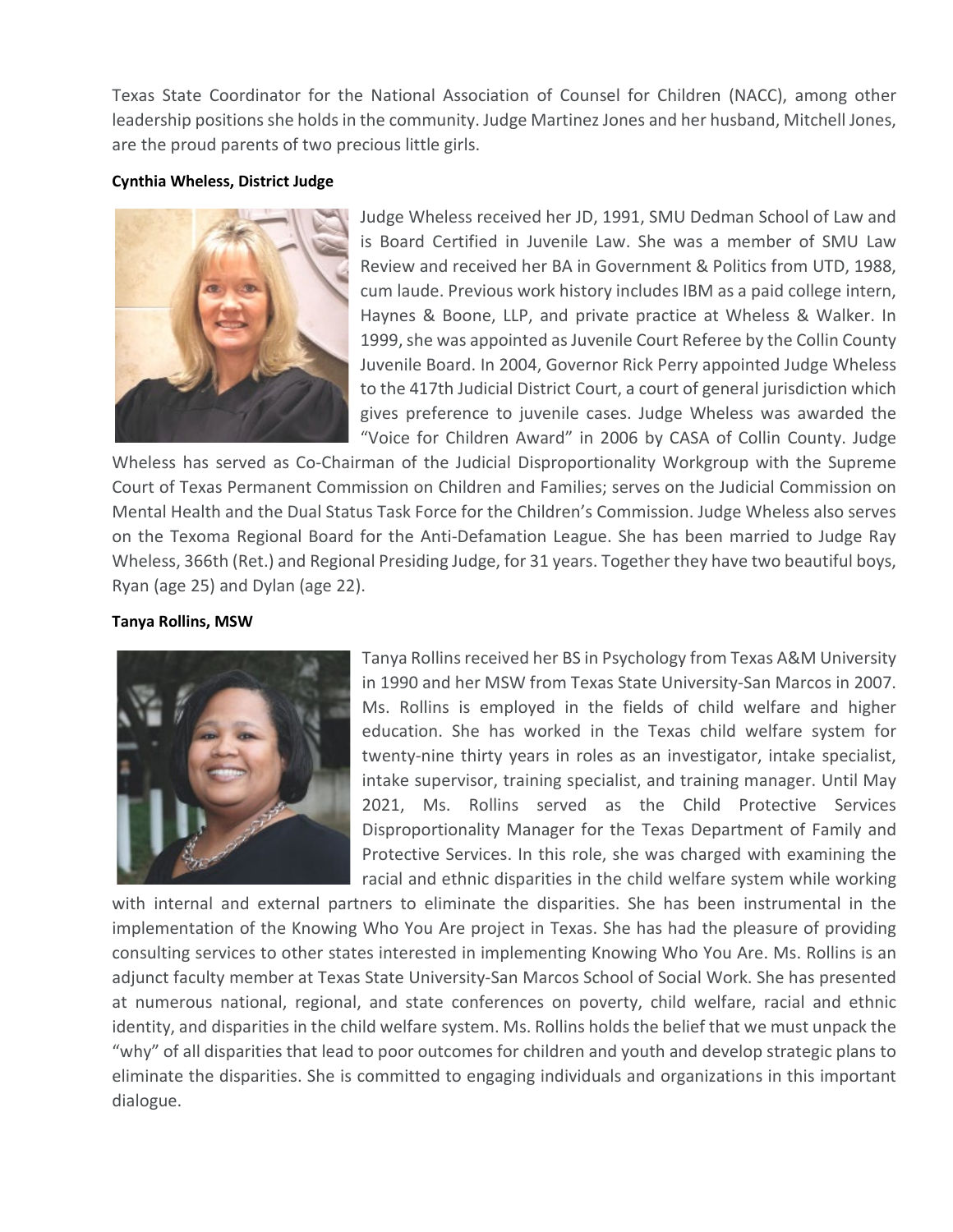Texas State Coordinator for the National Association of Counsel for Children (NACC), among other leadership positions she holds in the community. Judge Martinez Jones and her husband, Mitchell Jones, are the proud parents of two precious little girls.

**Cynthia Wheless, District Judge**

Judge Wheless received her JD, 1991, SMU Dedman School of Law and is Board Certified in Juvenile Law. She was a member of SMU Law Review and received her BA in Government & Politics from UTD, 1988, cum laude. Previous work history includes IBM as a paid college intern, Haynes & Boone, LLP, and private practice at Wheless & Walker. In 1999, she was appointed as Juvenile Court Referee by the Collin County Juvenile Board. In 2004, Governor Rick Perry appointed Judge Wheless to the 417th Judicial District Court, a court of general jurisdiction which gives preference to juvenile cases. Judge Wheless was awarded the "Voice for Children Award" in 2006 by CASA of Collin County. Judge Wheless has served as Co-Chairman of the Judicial Disproportionality Workgroup with the Supreme Court of Texas Permanent Commission on Children and Families; serves on the Judicial Commission on Mental Health and the Dual Status Task Force for the Children's Commission. Judge Wheless also serves on the Texoma Regional Board for the Anti-Defamation League. She has been married to Judge Ray Wheless, 366th (Ret.) and Regional Presiding Judge, for 31 years. Together they have two beautiful boys, Ryan (age 25) and Dylan (age 22).

**Tanya Rollins, MSW**

Tanya Rollins received her BS in Psychology from Texas A&M University in 1990 and her MSW from Texas State University-San Marcos in 2007. Ms. Rollins is employed in the fields of child welfare and higher education. She has worked in the Texas child welfare system for twenty-nine thirty years in roles as an investigator, intake specialist, intake supervisor, training specialist, and training manager. Until May 2021, Ms. Rollins served as the Child Protective Services Disproportionality Manager for the Texas Department of Family and Protective Services. In this role, she was charged with examining the racial and ethnic disparities in the child welfare system while working with internal and external partners to eliminate the disparities. She has been instrumental in the implementation of the Knowing Who You Are project in Texas. She has had the pleasure of providing consulting services to other states interested in implementing Knowing Who You Are. Ms. Rollins is an adjunct faculty member at Texas State University-San Marcos School of Social Work. She has presented at numerous national, regional, and state conferences on poverty, child welfare, racial and ethnic identity, and disparities in the child welfare system. Ms. Rollins holds the belief that we must unpack the "why" of all disparities that lead to poor outcomes for children and youth and develop strategic plans to eliminate the disparities. She is committed to engaging individuals and organizations in this important dialogue.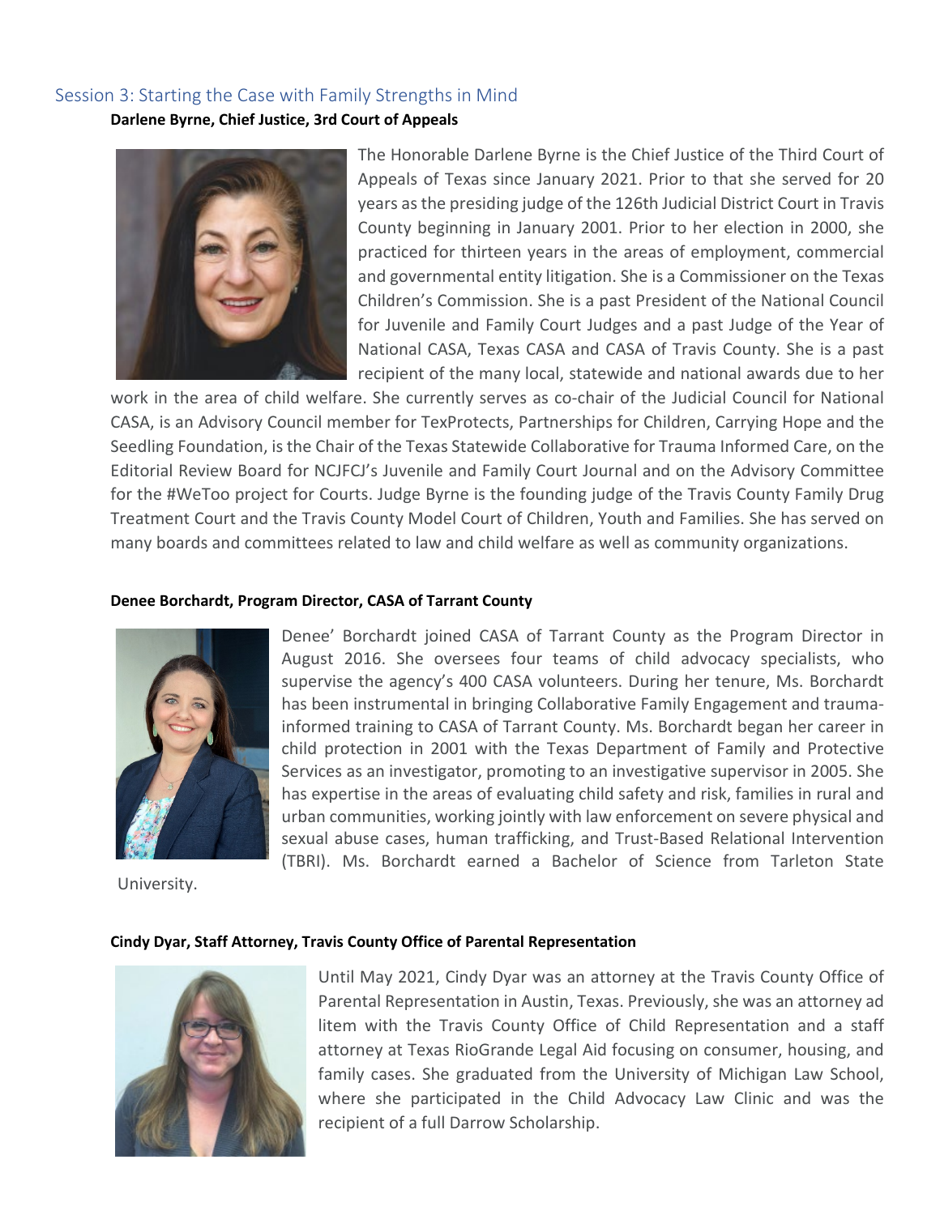## Session 3: Starting the Case with Family Strengths in Mind

**Darlene Byrne, Chief Justice, 3rd Court of Appeals**

The Honorable Darlene Byrne is the Chief Justice of the Third Court of Appeals of Texas since January 2021. Prior to that she served for 20 years as the presiding judge of the 126th Judicial District Court in Travis County beginning in January 2001. Prior to her election in 2000, she practiced for thirteen years in the areas of employment, commercial and governmental entity litigation. She is a Commissioner on the Texas Children's Commission. She is a past President of the National Council for Juvenile and Family Court Judges and a past Judge of the Year of National CASA, Texas CASA and CASA of Travis County. She is a past recipient of the many local, statewide and national awards due to her work in the area of child welfare. She currently serves as co-chair of the Judicial Council for National CASA, is an Advisory Council member for TexProtects, Partnerships for Children, Carrying Hope and the Seedling Foundation, is the Chair of the Texas Statewide Collaborative for Trauma Informed Care, on the Editorial Review Board for NCJFCJ's Juvenile and Family Court Journal and on the Advisory Committee for the #WeToo project for Courts. Judge Byrne is the founding judge of the Travis County Family Drug Treatment Court and the Travis County Model Court of Children, Youth and Families. She has served on many boards and committees related to law and child welfare as well as community organizations.

**Denee Borchardt, Program Director, CASA of Tarrant County**

Denee' Borchardt joined CASA of Tarrant County as the Program Director in August 2016. She oversees four teams of child advocacy specialists, who supervise the agency's 400 CASA volunteers. During her tenure, Ms. Borchardt has been instrumental in bringing Collaborative Family Engagement and trauma-informed training to CASA of Tarrant County. Ms. Borchardt began her career in child protection in 2001 with the Texas Department of Family and Protective Services as an investigator, promoting to an investigative supervisor in 2005. She has expertise in the areas of evaluating child safety and risk, families in rural and urban communities, working jointly with law enforcement on severe physical and sexual abuse cases, human trafficking, and Trust-Based Relational Intervention (TBRI). Ms. Borchardt earned a Bachelor of Science from Tarleton State University.

**Cindy Dyar, Staff Attorney, Travis County Office of Parental Representation**

Until May 2021, Cindy Dyar was an attorney at the Travis County Office of Parental Representation in Austin, Texas. Previously, she was an attorney ad litem with the Travis County Office of Child Representation and a staff attorney at Texas RioGrande Legal Aid focusing on consumer, housing, and family cases. She graduated from the University of Michigan Law School, where she participated in the Child Advocacy Law Clinic and was the recipient of a full Darrow Scholarship.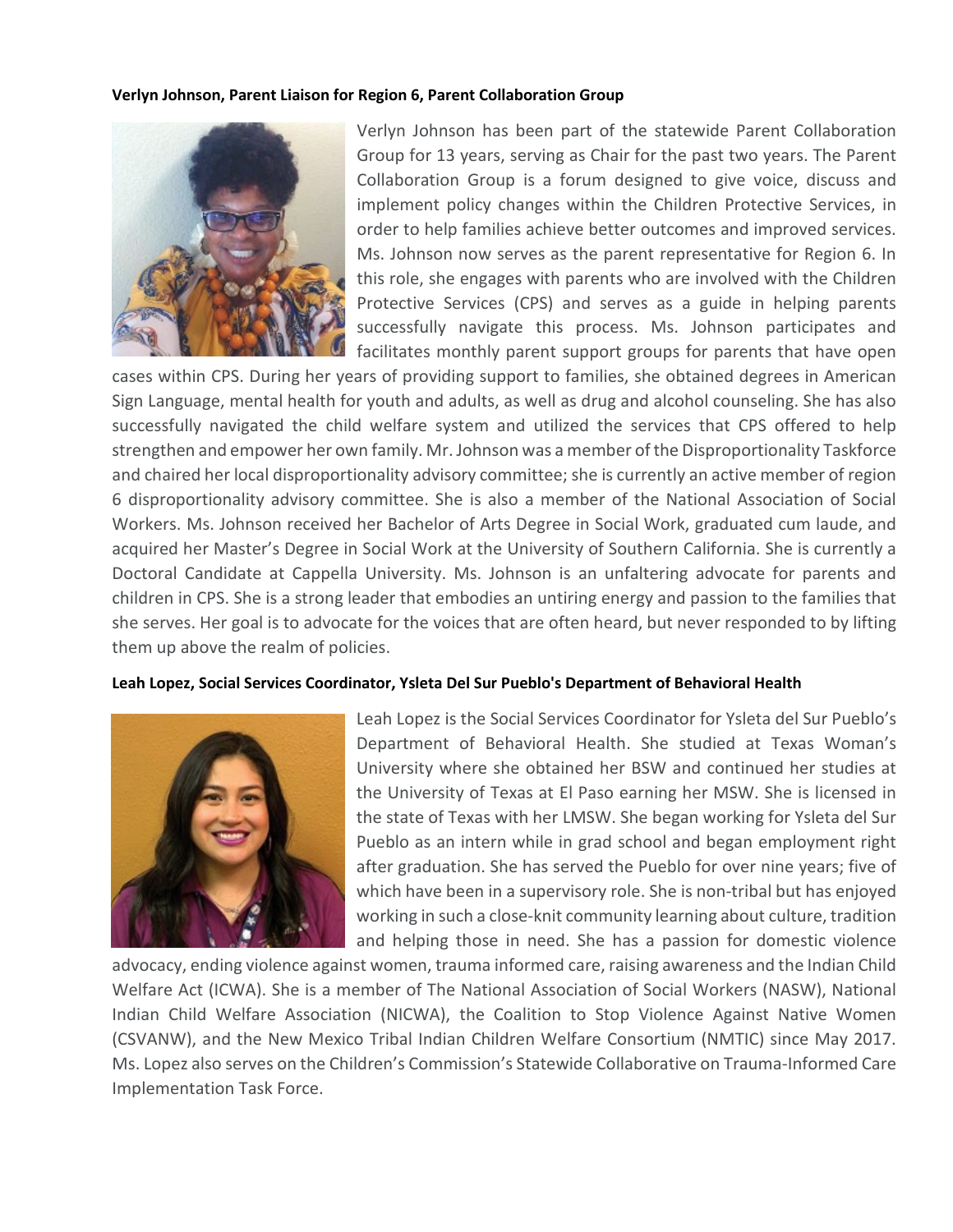**Verlyn Johnson, Parent Liaison for Region 6, Parent Collaboration Group**

Verlyn Johnson has been part of the statewide Parent Collaboration Group for 13 years, serving as Chair for the past two years. The Parent Collaboration Group is a forum designed to give voice, discuss and implement policy changes within the Children Protective Services, in order to help families achieve better outcomes and improved services. Ms. Johnson now serves as the parent representative for Region 6. In this role, she engages with parents who are involved with the Children Protective Services (CPS) and serves as a guide in helping parents successfully navigate this process. Ms. Johnson participates and facilitates monthly parent support groups for parents that have open cases within CPS. During her years of providing support to families, she obtained degrees in American Sign Language, mental health for youth and adults, as well as drug and alcohol counseling. She has also successfully navigated the child welfare system and utilized the services that CPS offered to help strengthen and empower her own family. Mr. Johnson was a member of the Disproportionality Taskforce and chaired her local disproportionality advisory committee; she is currently an active member of region 6 disproportionality advisory committee. She is also a member of the National Association of Social Workers. Ms. Johnson received her Bachelor of Arts Degree in Social Work, graduated cum laude, and acquired her Master's Degree in Social Work at the University of Southern California. She is currently a Doctoral Candidate at Cappella University. Ms. Johnson is an unfaltering advocate for parents and children in CPS. She is a strong leader that embodies an untiring energy and passion to the families that she serves. Her goal is to advocate for the voices that are often heard, but never responded to by lifting them up above the realm of policies.

**Leah Lopez, Social Services Coordinator, Ysleta Del Sur Pueblo's Department of Behavioral Health**

Leah Lopez is the Social Services Coordinator for Ysleta del Sur Pueblo's Department of Behavioral Health. She studied at Texas Woman's University where she obtained her BSW and continued her studies at the University of Texas at El Paso earning her MSW. She is licensed in the state of Texas with her LMSW. She began working for Ysleta del Sur Pueblo as an intern while in grad school and began employment right after graduation. She has served the Pueblo for over nine years; five of which have been in a supervisory role. She is non-tribal but has enjoyed working in such a close-knit community learning about culture, tradition and helping those in need. She has a passion for domestic violence advocacy, ending violence against women, trauma informed care, raising awareness and the Indian Child Welfare Act (ICWA). She is a member of The National Association of Social Workers (NASW), National Indian Child Welfare Association (NICWA), the Coalition to Stop Violence Against Native Women (CSVANW), and the New Mexico Tribal Indian Children Welfare Consortium (NMTIC) since May 2017. Ms. Lopez also serves on the Children's Commission's Statewide Collaborative on Trauma-Informed Care Implementation Task Force.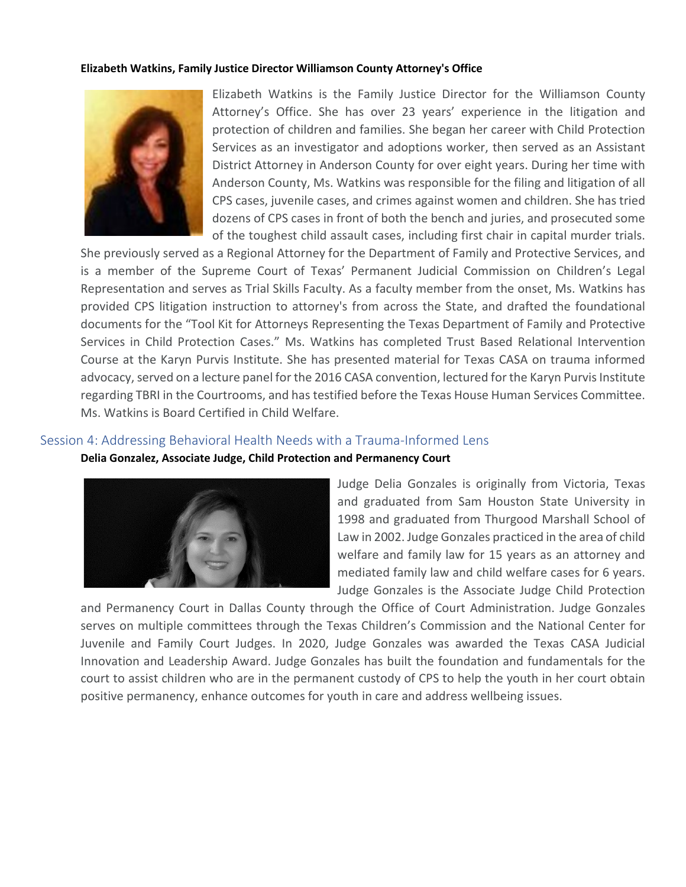**Elizabeth Watkins, Family Justice Director Williamson County Attorney's Office**

Elizabeth Watkins is the Family Justice Director for the Williamson County Attorney's Office. She has over 23 years' experience in the litigation and protection of children and families. She began her career with Child Protection Services as an investigator and adoptions worker, then served as an Assistant District Attorney in Anderson County for over eight years. During her time with Anderson County, Ms. Watkins was responsible for the filing and litigation of all CPS cases, juvenile cases, and crimes against women and children. She has tried dozens of CPS cases in front of both the bench and juries, and prosecuted some of the toughest child assault cases, including first chair in capital murder trials. She previously served as a Regional Attorney for the Department of Family and Protective Services, and is a member of the Supreme Court of Texas' Permanent Judicial Commission on Children's Legal Representation and serves as Trial Skills Faculty. As a faculty member from the onset, Ms. Watkins has provided CPS litigation instruction to attorney's from across the State, and drafted the foundational documents for the "Tool Kit for Attorneys Representing the Texas Department of Family and Protective Services in Child Protection Cases." Ms. Watkins has completed Trust Based Relational Intervention Course at the Karyn Purvis Institute. She has presented material for Texas CASA on trauma informed advocacy, served on a lecture panel for the 2016 CASA convention, lectured for the Karyn Purvis Institute regarding TBRI in the Courtrooms, and has testified before the Texas House Human Services Committee. Ms. Watkins is Board Certified in Child Welfare.

## Session 4: Addressing Behavioral Health Needs with a Trauma-Informed Lens

**Delia Gonzalez, Associate Judge, Child Protection and Permanency Court**

Judge Delia Gonzales is originally from Victoria, Texas and graduated from Sam Houston State University in 1998 and graduated from Thurgood Marshall School of Law in 2002. Judge Gonzales practiced in the area of child welfare and family law for 15 years as an attorney and mediated family law and child welfare cases for 6 years. Judge Gonzales is the Associate Judge Child Protection and Permanency Court in Dallas County through the Office of Court Administration. Judge Gonzales serves on multiple committees through the Texas Children's Commission and the National Center for Juvenile and Family Court Judges. In 2020, Judge Gonzales was awarded the Texas CASA Judicial Innovation and Leadership Award. Judge Gonzales has built the foundation and fundamentals for the court to assist children who are in the permanent custody of CPS to help the youth in her court obtain positive permanency, enhance outcomes for youth in care and address wellbeing issues.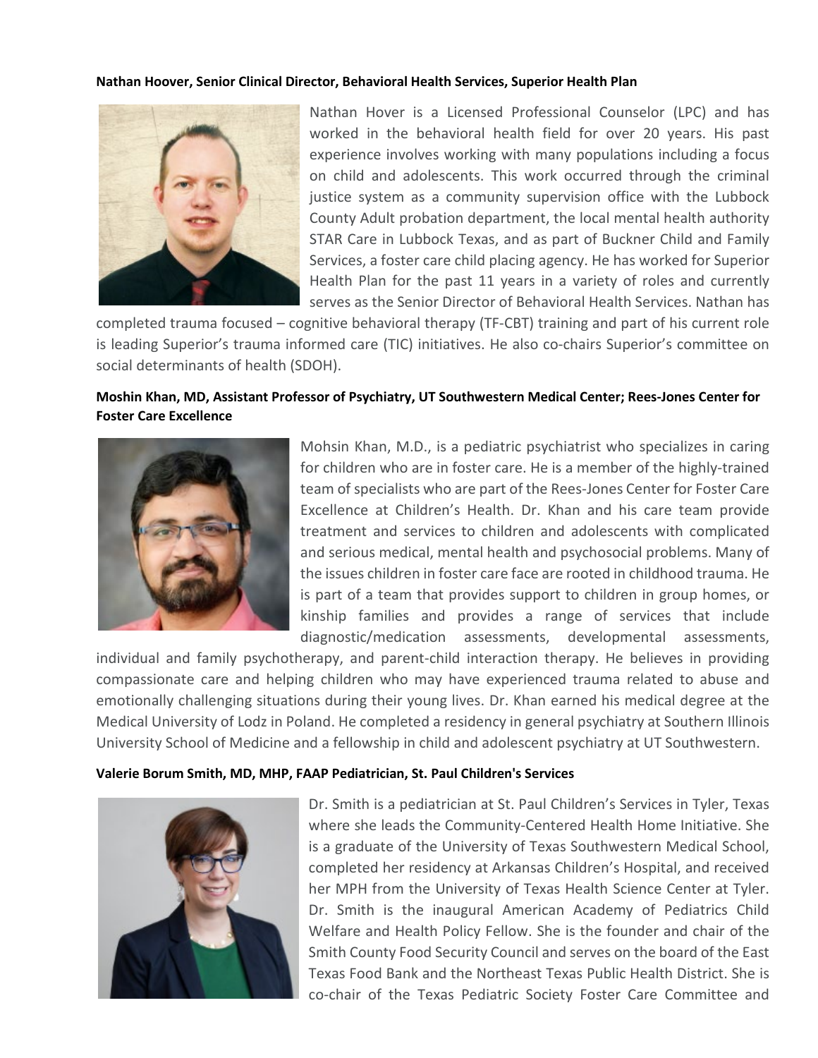**Nathan Hoover, Senior Clinical Director, Behavioral Health Services, Superior Health Plan**

Nathan Hover is a Licensed Professional Counselor (LPC) and has worked in the behavioral health field for over 20 years. His past experience involves working with many populations including a focus on child and adolescents. This work occurred through the criminal justice system as a community supervision office with the Lubbock County Adult probation department, the local mental health authority STAR Care in Lubbock Texas, and as part of Buckner Child and Family Services, a foster care child placing agency. He has worked for Superior Health Plan for the past 11 years in a variety of roles and currently serves as the Senior Director of Behavioral Health Services. Nathan has completed trauma focused – cognitive behavioral therapy (TF-CBT) training and part of his current role is leading Superior's trauma informed care (TIC) initiatives. He also co-chairs Superior's committee on social determinants of health (SDOH).

**Moshin Khan, MD, Assistant Professor of Psychiatry, UT Southwestern Medical Center; Rees-Jones Center for Foster Care Excellence**

Mohsin Khan, M.D., is a pediatric psychiatrist who specializes in caring for children who are in foster care. He is a member of the highly-trained team of specialists who are part of the Rees-Jones Center for Foster Care Excellence at Children's Health. Dr. Khan and his care team provide treatment and services to children and adolescents with complicated and serious medical, mental health and psychosocial problems. Many of the issues children in foster care face are rooted in childhood trauma. He is part of a team that provides support to children in group homes, or kinship families and provides a range of services that include diagnostic/medication assessments, developmental assessments, individual and family psychotherapy, and parent-child interaction therapy. He believes in providing compassionate care and helping children who may have experienced trauma related to abuse and emotionally challenging situations during their young lives. Dr. Khan earned his medical degree at the Medical University of Lodz in Poland. He completed a residency in general psychiatry at Southern Illinois University School of Medicine and a fellowship in child and adolescent psychiatry at UT Southwestern.

**Valerie Borum Smith, MD, MHP, FAAP Pediatrician, St. Paul Children's Services**

Dr. Smith is a pediatrician at St. Paul Children's Services in Tyler, Texas where she leads the Community-Centered Health Home Initiative. She is a graduate of the University of Texas Southwestern Medical School, completed her residency at Arkansas Children's Hospital, and received her MPH from the University of Texas Health Science Center at Tyler. Dr. Smith is the inaugural American Academy of Pediatrics Child Welfare and Health Policy Fellow. She is the founder and chair of the Smith County Food Security Council and serves on the board of the East Texas Food Bank and the Northeast Texas Public Health District. She is co-chair of the Texas Pediatric Society Foster Care Committee and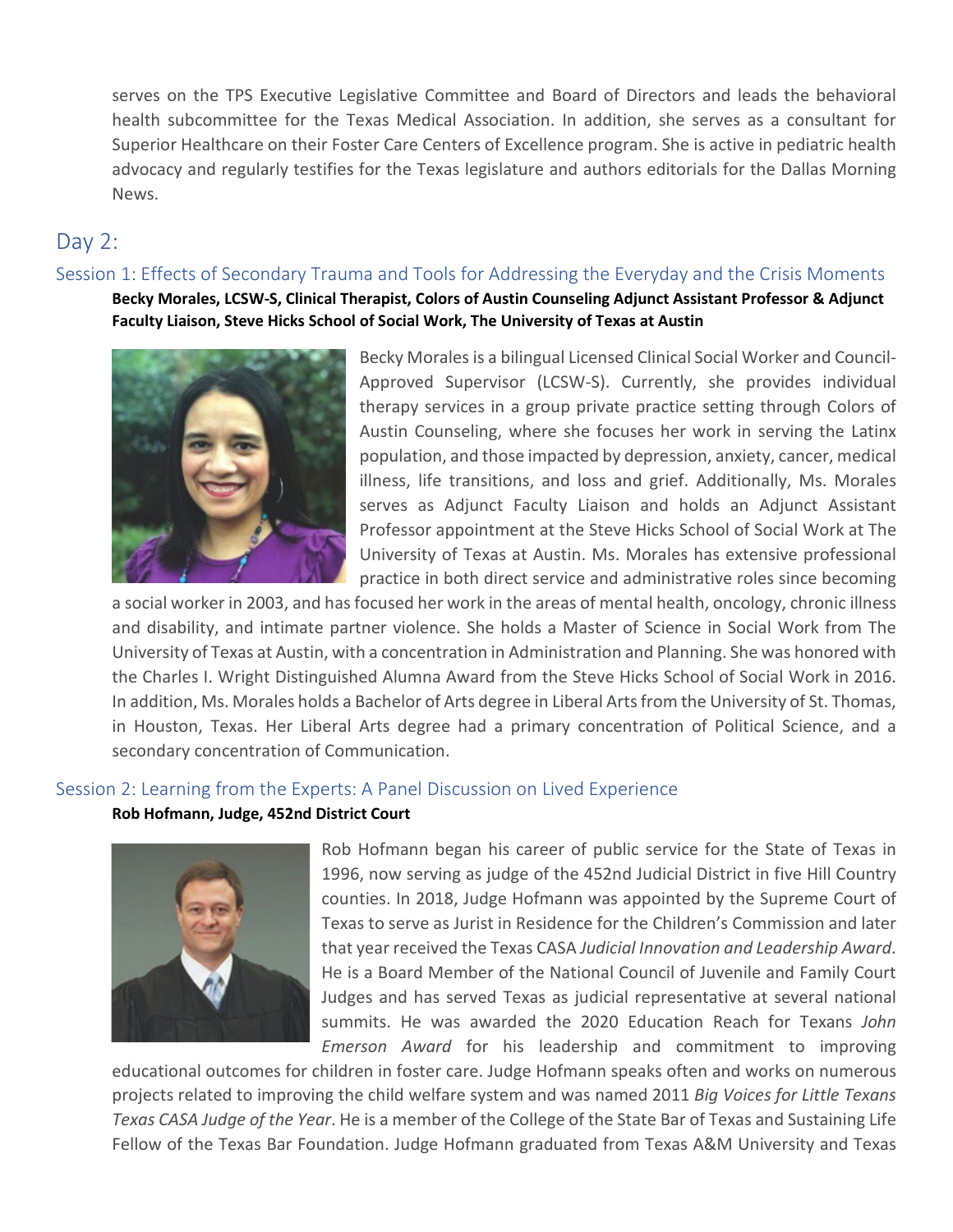serves on the TPS Executive Legislative Committee and Board of Directors and leads the behavioral health subcommittee for the Texas Medical Association. In addition, she serves as a consultant for Superior Healthcare on their Foster Care Centers of Excellence program. She is active in pediatric health advocacy and regularly testifies for the Texas legislature and authors editorials for the Dallas Morning News.

## Day 2:

### Session 1: Effects of Secondary Trauma and Tools for Addressing the Everyday and the Crisis Moments

**Becky Morales, LCSW-S, Clinical Therapist, Colors of Austin Counseling Adjunct Assistant Professor & Adjunct Faculty Liaison, Steve Hicks School of Social Work, The University of Texas at Austin**

Becky Morales is a bilingual Licensed Clinical Social Worker and Council-Approved Supervisor (LCSW-S). Currently, she provides individual therapy services in a group private practice setting through Colors of Austin Counseling, where she focuses her work in serving the Latinx population, and those impacted by depression, anxiety, cancer, medical illness, life transitions, and loss and grief. Additionally, Ms. Morales serves as Adjunct Faculty Liaison and holds an Adjunct Assistant Professor appointment at the Steve Hicks School of Social Work at The University of Texas at Austin. Ms. Morales has extensive professional practice in both direct service and administrative roles since becoming a social worker in 2003, and has focused her work in the areas of mental health, oncology, chronic illness and disability, and intimate partner violence. She holds a Master of Science in Social Work from The University of Texas at Austin, with a concentration in Administration and Planning. She was honored with the Charles I. Wright Distinguished Alumna Award from the Steve Hicks School of Social Work in 2016. In addition, Ms. Morales holds a Bachelor of Arts degree in Liberal Arts from the University of St. Thomas, in Houston, Texas. Her Liberal Arts degree had a primary concentration of Political Science, and a secondary concentration of Communication.

### Session 2: Learning from the Experts: A Panel Discussion on Lived Experience

**Rob Hofmann, Judge, 452nd District Court**

Rob Hofmann began his career of public service for the State of Texas in 1996, now serving as judge of the 452nd Judicial District in five Hill Country counties. In 2018, Judge Hofmann was appointed by the Supreme Court of Texas to serve as Jurist in Residence for the Children's Commission and later that year received the Texas CASA *Judicial Innovation and Leadership Award*. He is a Board Member of the National Council of Juvenile and Family Court Judges and has served Texas as judicial representative at several national summits. He was awarded the 2020 Education Reach for Texans *John Emerson Award* for his leadership and commitment to improving educational outcomes for children in foster care. Judge Hofmann speaks often and works on numerous projects related to improving the child welfare system and was named 2011 *Big Voices for Little Texans Texas CASA Judge of the Year*. He is a member of the College of the State Bar of Texas and Sustaining Life Fellow of the Texas Bar Foundation. Judge Hofmann graduated from Texas A&M University and Texas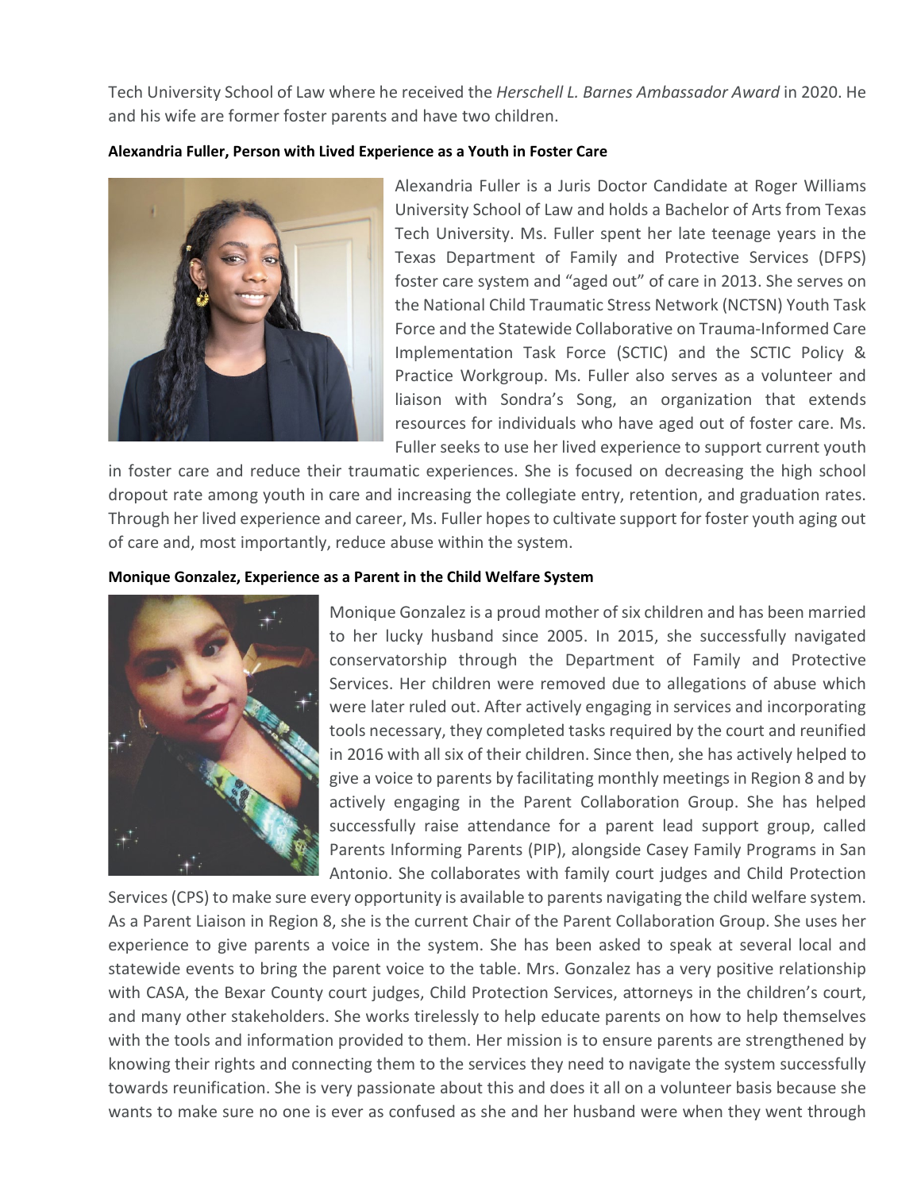Tech University School of Law where he received the *Herschell L. Barnes Ambassador Award* in 2020. He and his wife are former foster parents and have two children.

**Alexandria Fuller, Person with Lived Experience as a Youth in Foster Care**

Alexandria Fuller is a Juris Doctor Candidate at Roger Williams University School of Law and holds a Bachelor of Arts from Texas Tech University. Ms. Fuller spent her late teenage years in the Texas Department of Family and Protective Services (DFPS) foster care system and "aged out" of care in 2013. She serves on the National Child Traumatic Stress Network (NCTSN) Youth Task Force and the Statewide Collaborative on Trauma-Informed Care Implementation Task Force (SCTIC) and the SCTIC Policy & Practice Workgroup. Ms. Fuller also serves as a volunteer and liaison with Sondra's Song, an organization that extends resources for individuals who have aged out of foster care. Ms. Fuller seeks to use her lived experience to support current youth in foster care and reduce their traumatic experiences. She is focused on decreasing the high school dropout rate among youth in care and increasing the collegiate entry, retention, and graduation rates. Through her lived experience and career, Ms. Fuller hopes to cultivate support for foster youth aging out of care and, most importantly, reduce abuse within the system.

**Monique Gonzalez, Experience as a Parent in the Child Welfare System**

Monique Gonzalez is a proud mother of six children and has been married to her lucky husband since 2005. In 2015, she successfully navigated conservatorship through the Department of Family and Protective Services. Her children were removed due to allegations of abuse which were later ruled out. After actively engaging in services and incorporating tools necessary, they completed tasks required by the court and reunified in 2016 with all six of their children. Since then, she has actively helped to give a voice to parents by facilitating monthly meetings in Region 8 and by actively engaging in the Parent Collaboration Group. She has helped successfully raise attendance for a parent lead support group, called Parents Informing Parents (PIP), alongside Casey Family Programs in San Antonio. She collaborates with family court judges and Child Protection Services (CPS) to make sure every opportunity is available to parents navigating the child welfare system. As a Parent Liaison in Region 8, she is the current Chair of the Parent Collaboration Group. She uses her experience to give parents a voice in the system. She has been asked to speak at several local and statewide events to bring the parent voice to the table. Mrs. Gonzalez has a very positive relationship with CASA, the Bexar County court judges, Child Protection Services, attorneys in the children's court, and many other stakeholders. She works tirelessly to help educate parents on how to help themselves with the tools and information provided to them. Her mission is to ensure parents are strengthened by knowing their rights and connecting them to the services they need to navigate the system successfully towards reunification. She is very passionate about this and does it all on a volunteer basis because she wants to make sure no one is ever as confused as she and her husband were when they went through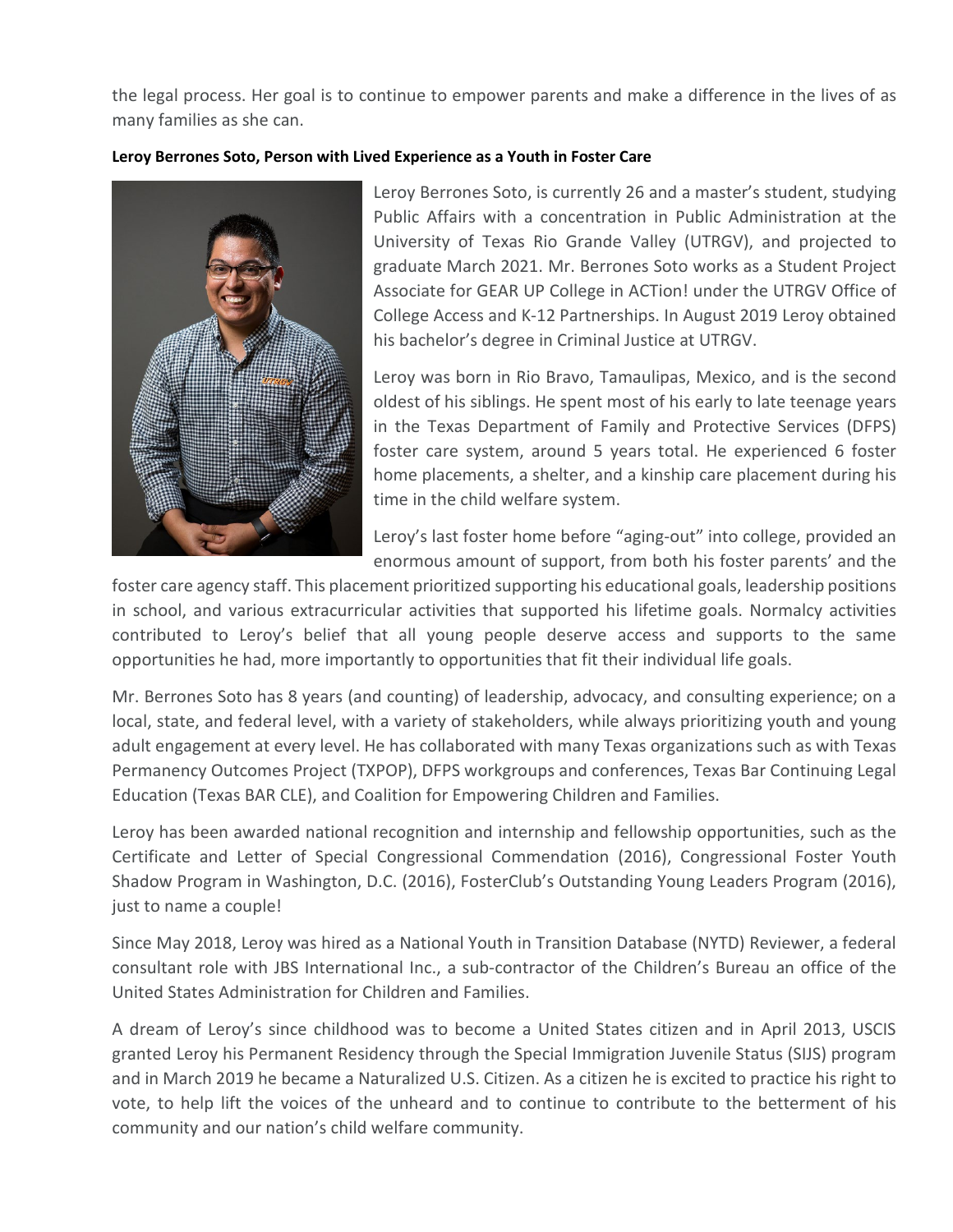the legal process. Her goal is to continue to empower parents and make a difference in the lives of as many families as she can.

**Leroy Berrones Soto, Person with Lived Experience as a Youth in Foster Care**

Leroy Berrones Soto, is currently 26 and a master's student, studying Public Affairs with a concentration in Public Administration at the University of Texas Rio Grande Valley (UTRGV), and projected to graduate March 2021. Mr. Berrones Soto works as a Student Project Associate for GEAR UP College in ACTion! under the UTRGV Office of College Access and K-12 Partnerships. In August 2019 Leroy obtained his bachelor's degree in Criminal Justice at UTRGV.

Leroy was born in Rio Bravo, Tamaulipas, Mexico, and is the second oldest of his siblings. He spent most of his early to late teenage years in the Texas Department of Family and Protective Services (DFPS) foster care system, around 5 years total. He experienced 6 foster home placements, a shelter, and a kinship care placement during his time in the child welfare system.

Leroy's last foster home before "aging-out" into college, provided an enormous amount of support, from both his foster parents' and the foster care agency staff. This placement prioritized supporting his educational goals, leadership positions in school, and various extracurricular activities that supported his lifetime goals. Normalcy activities contributed to Leroy's belief that all young people deserve access and supports to the same opportunities he had, more importantly to opportunities that fit their individual life goals.

Mr. Berrones Soto has 8 years (and counting) of leadership, advocacy, and consulting experience; on a local, state, and federal level, with a variety of stakeholders, while always prioritizing youth and young adult engagement at every level. He has collaborated with many Texas organizations such as with Texas Permanency Outcomes Project (TXPOP), DFPS workgroups and conferences, Texas Bar Continuing Legal Education (Texas BAR CLE), and Coalition for Empowering Children and Families.

Leroy has been awarded national recognition and internship and fellowship opportunities, such as the Certificate and Letter of Special Congressional Commendation (2016), Congressional Foster Youth Shadow Program in Washington, D.C. (2016), FosterClub's Outstanding Young Leaders Program (2016), just to name a couple!

Since May 2018, Leroy was hired as a National Youth in Transition Database (NYTD) Reviewer, a federal consultant role with JBS International Inc., a sub-contractor of the Children's Bureau an office of the United States Administration for Children and Families.

A dream of Leroy's since childhood was to become a United States citizen and in April 2013, USCIS granted Leroy his Permanent Residency through the Special Immigration Juvenile Status (SIJS) program and in March 2019 he became a Naturalized U.S. Citizen. As a citizen he is excited to practice his right to vote, to help lift the voices of the unheard and to continue to contribute to the betterment of his community and our nation's child welfare community.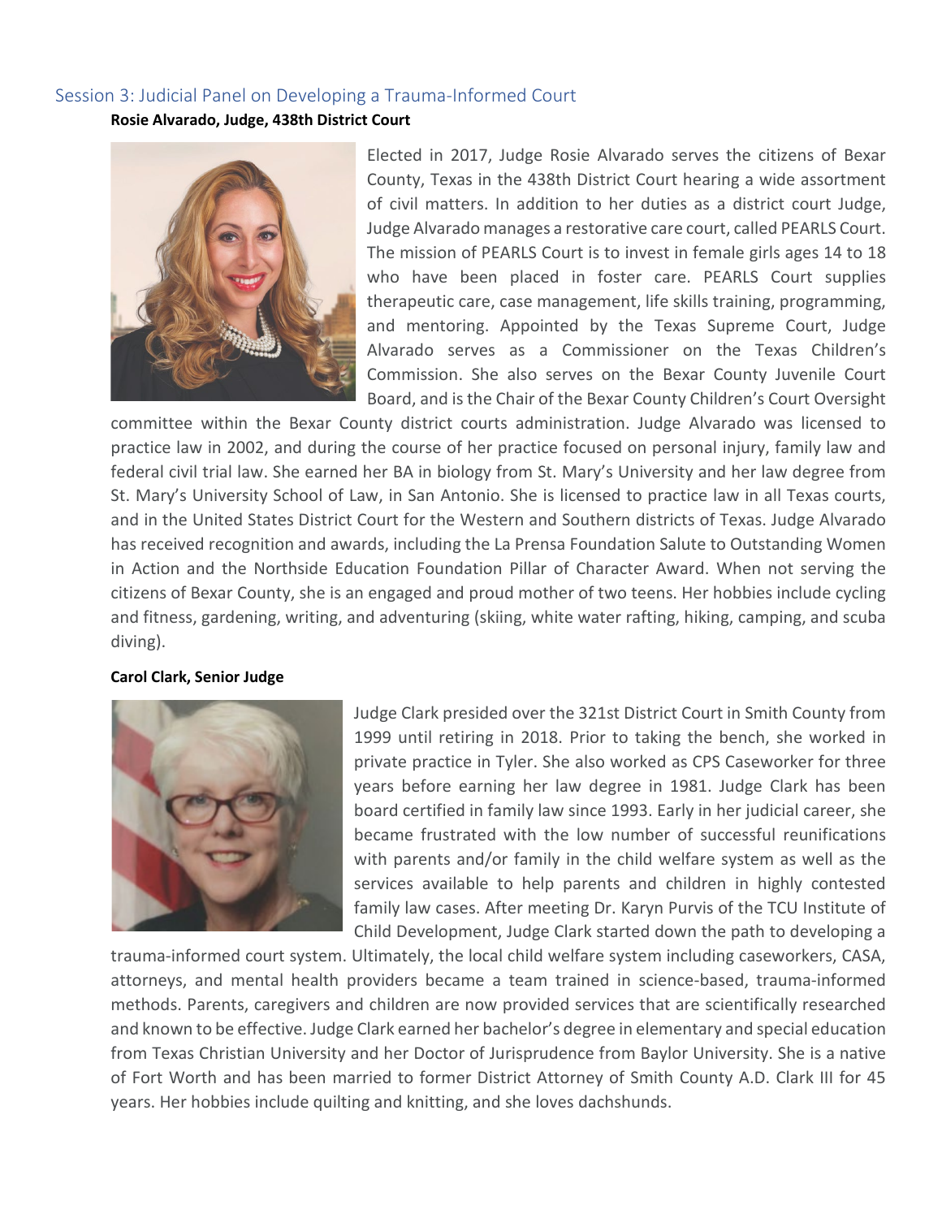## Session 3: Judicial Panel on Developing a Trauma-Informed Court

**Rosie Alvarado, Judge, 438th District Court**

Elected in 2017, Judge Rosie Alvarado serves the citizens of Bexar County, Texas in the 438th District Court hearing a wide assortment of civil matters. In addition to her duties as a district court Judge, Judge Alvarado manages a restorative care court, called PEARLS Court. The mission of PEARLS Court is to invest in female girls ages 14 to 18 who have been placed in foster care. PEARLS Court supplies therapeutic care, case management, life skills training, programming, and mentoring. Appointed by the Texas Supreme Court, Judge Alvarado serves as a Commissioner on the Texas Children's Commission. She also serves on the Bexar County Juvenile Court Board, and is the Chair of the Bexar County Children's Court Oversight committee within the Bexar County district courts administration. Judge Alvarado was licensed to practice law in 2002, and during the course of her practice focused on personal injury, family law and federal civil trial law. She earned her BA in biology from St. Mary's University and her law degree from St. Mary's University School of Law, in San Antonio. She is licensed to practice law in all Texas courts, and in the United States District Court for the Western and Southern districts of Texas. Judge Alvarado has received recognition and awards, including the La Prensa Foundation Salute to Outstanding Women in Action and the Northside Education Foundation Pillar of Character Award. When not serving the citizens of Bexar County, she is an engaged and proud mother of two teens. Her hobbies include cycling and fitness, gardening, writing, and adventuring (skiing, white water rafting, hiking, camping, and scuba diving).

**Carol Clark, Senior Judge**

Judge Clark presided over the 321st District Court in Smith County from 1999 until retiring in 2018. Prior to taking the bench, she worked in private practice in Tyler. She also worked as CPS Caseworker for three years before earning her law degree in 1981. Judge Clark has been board certified in family law since 1993. Early in her judicial career, she became frustrated with the low number of successful reunifications with parents and/or family in the child welfare system as well as the services available to help parents and children in highly contested family law cases. After meeting Dr. Karyn Purvis of the TCU Institute of Child Development, Judge Clark started down the path to developing a trauma-informed court system. Ultimately, the local child welfare system including caseworkers, CASA, attorneys, and mental health providers became a team trained in science-based, trauma-informed methods. Parents, caregivers and children are now provided services that are scientifically researched and known to be effective. Judge Clark earned her bachelor's degree in elementary and special education from Texas Christian University and her Doctor of Jurisprudence from Baylor University. She is a native of Fort Worth and has been married to former District Attorney of Smith County A.D. Clark III for 45 years. Her hobbies include quilting and knitting, and she loves dachshunds.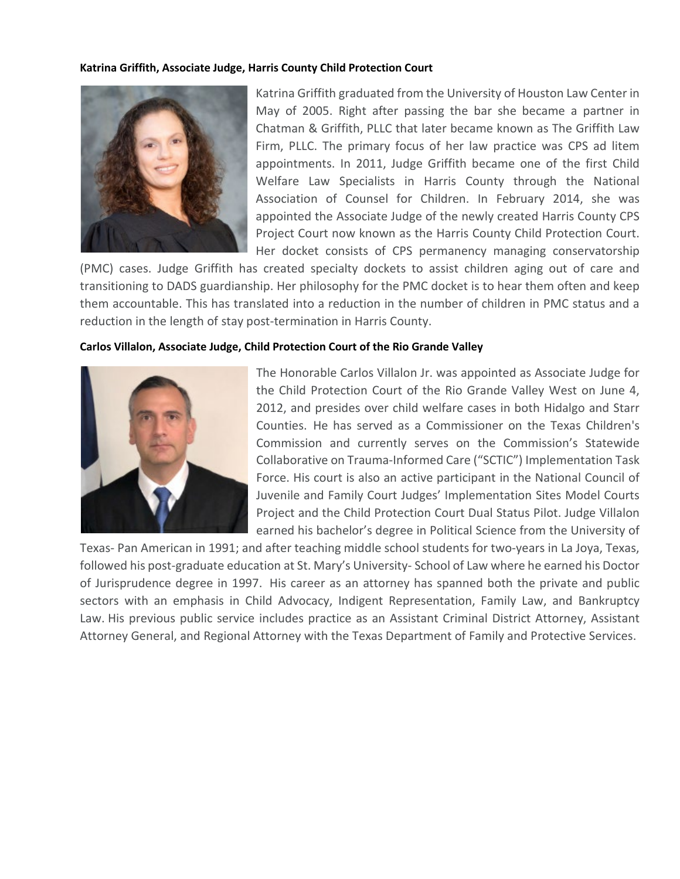**Katrina Griffith, Associate Judge, Harris County Child Protection Court**

Katrina Griffith graduated from the University of Houston Law Center in May of 2005. Right after passing the bar she became a partner in Chatman & Griffith, PLLC that later became known as The Griffith Law Firm, PLLC. The primary focus of her law practice was CPS ad litem appointments. In 2011, Judge Griffith became one of the first Child Welfare Law Specialists in Harris County through the National Association of Counsel for Children. In February 2014, she was appointed the Associate Judge of the newly created Harris County CPS Project Court now known as the Harris County Child Protection Court. Her docket consists of CPS permanency managing conservatorship (PMC) cases. Judge Griffith has created specialty dockets to assist children aging out of care and transitioning to DADS guardianship. Her philosophy for the PMC docket is to hear them often and keep them accountable. This has translated into a reduction in the number of children in PMC status and a reduction in the length of stay post-termination in Harris County.

**Carlos Villalon, Associate Judge, Child Protection Court of the Rio Grande Valley**

The Honorable Carlos Villalon Jr. was appointed as Associate Judge for the Child Protection Court of the Rio Grande Valley West on June 4, 2012, and presides over child welfare cases in both Hidalgo and Starr Counties. He has served as a Commissioner on the Texas Children's Commission and currently serves on the Commission's Statewide Collaborative on Trauma-Informed Care ("SCTIC") Implementation Task Force. His court is also an active participant in the National Council of Juvenile and Family Court Judges' Implementation Sites Model Courts Project and the Child Protection Court Dual Status Pilot. Judge Villalon earned his bachelor's degree in Political Science from the University of Texas- Pan American in 1991; and after teaching middle school students for two-years in La Joya, Texas, followed his post-graduate education at St. Mary's University- School of Law where he earned his Doctor of Jurisprudence degree in 1997. His career as an attorney has spanned both the private and public sectors with an emphasis in Child Advocacy, Indigent Representation, Family Law, and Bankruptcy Law. His previous public service includes practice as an Assistant Criminal District Attorney, Assistant Attorney General, and Regional Attorney with the Texas Department of Family and Protective Services.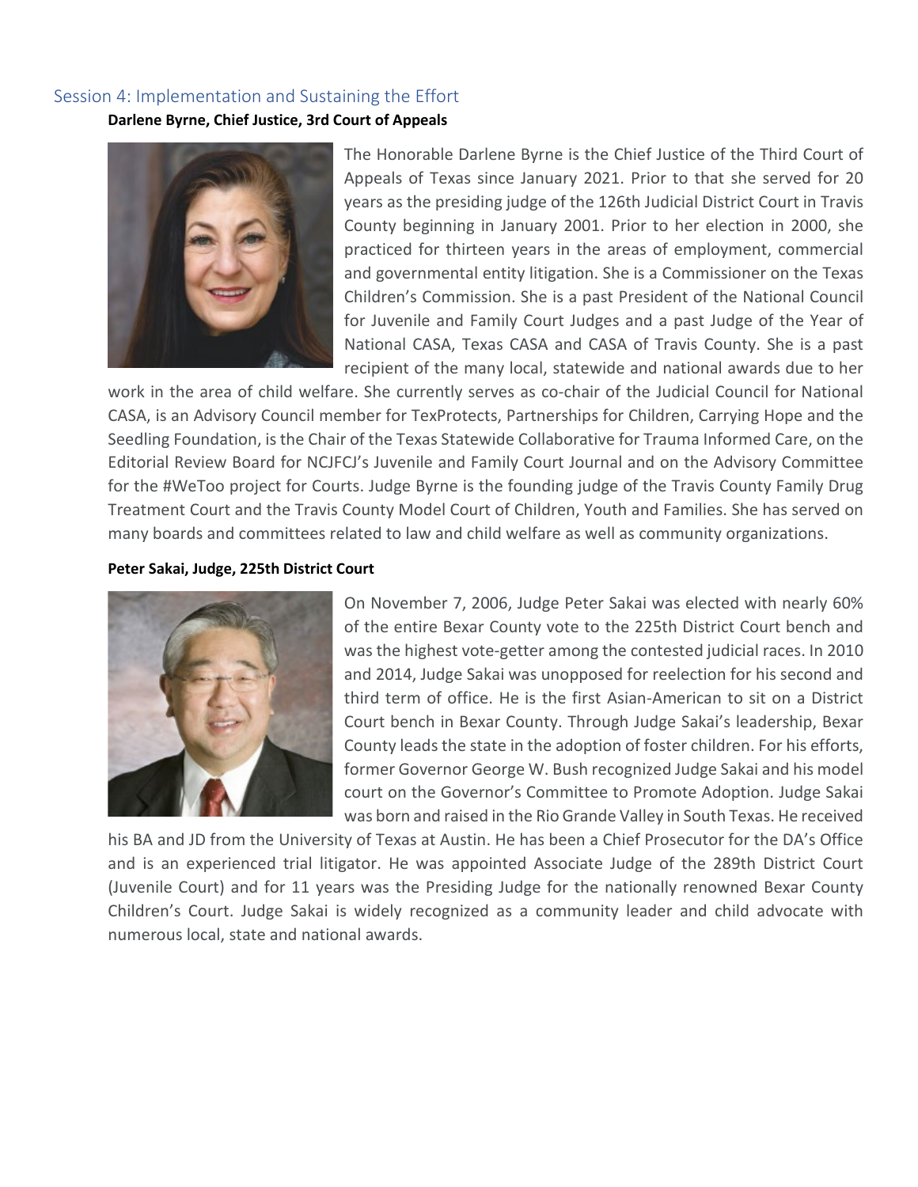## Session 4: Implementation and Sustaining the Effort

**Darlene Byrne, Chief Justice, 3rd Court of Appeals**

The Honorable Darlene Byrne is the Chief Justice of the Third Court of Appeals of Texas since January 2021. Prior to that she served for 20 years as the presiding judge of the 126th Judicial District Court in Travis County beginning in January 2001. Prior to her election in 2000, she practiced for thirteen years in the areas of employment, commercial and governmental entity litigation. She is a Commissioner on the Texas Children's Commission. She is a past President of the National Council for Juvenile and Family Court Judges and a past Judge of the Year of National CASA, Texas CASA and CASA of Travis County. She is a past recipient of the many local, statewide and national awards due to her work in the area of child welfare. She currently serves as co-chair of the Judicial Council for National CASA, is an Advisory Council member for TexProtects, Partnerships for Children, Carrying Hope and the Seedling Foundation, is the Chair of the Texas Statewide Collaborative for Trauma Informed Care, on the Editorial Review Board for NCJFCJ's Juvenile and Family Court Journal and on the Advisory Committee for the #WeToo project for Courts. Judge Byrne is the founding judge of the Travis County Family Drug Treatment Court and the Travis County Model Court of Children, Youth and Families. She has served on many boards and committees related to law and child welfare as well as community organizations.

**Peter Sakai, Judge, 225th District Court**

On November 7, 2006, Judge Peter Sakai was elected with nearly 60% of the entire Bexar County vote to the 225th District Court bench and was the highest vote-getter among the contested judicial races. In 2010 and 2014, Judge Sakai was unopposed for reelection for his second and third term of office. He is the first Asian-American to sit on a District Court bench in Bexar County. Through Judge Sakai's leadership, Bexar County leads the state in the adoption of foster children. For his efforts, former Governor George W. Bush recognized Judge Sakai and his model court on the Governor's Committee to Promote Adoption. Judge Sakai was born and raised in the Rio Grande Valley in South Texas. He received his BA and JD from the University of Texas at Austin. He has been a Chief Prosecutor for the DA's Office and is an experienced trial litigator. He was appointed Associate Judge of the 289th District Court (Juvenile Court) and for 11 years was the Presiding Judge for the nationally renowned Bexar County Children's Court. Judge Sakai is widely recognized as a community leader and child advocate with numerous local, state and national awards.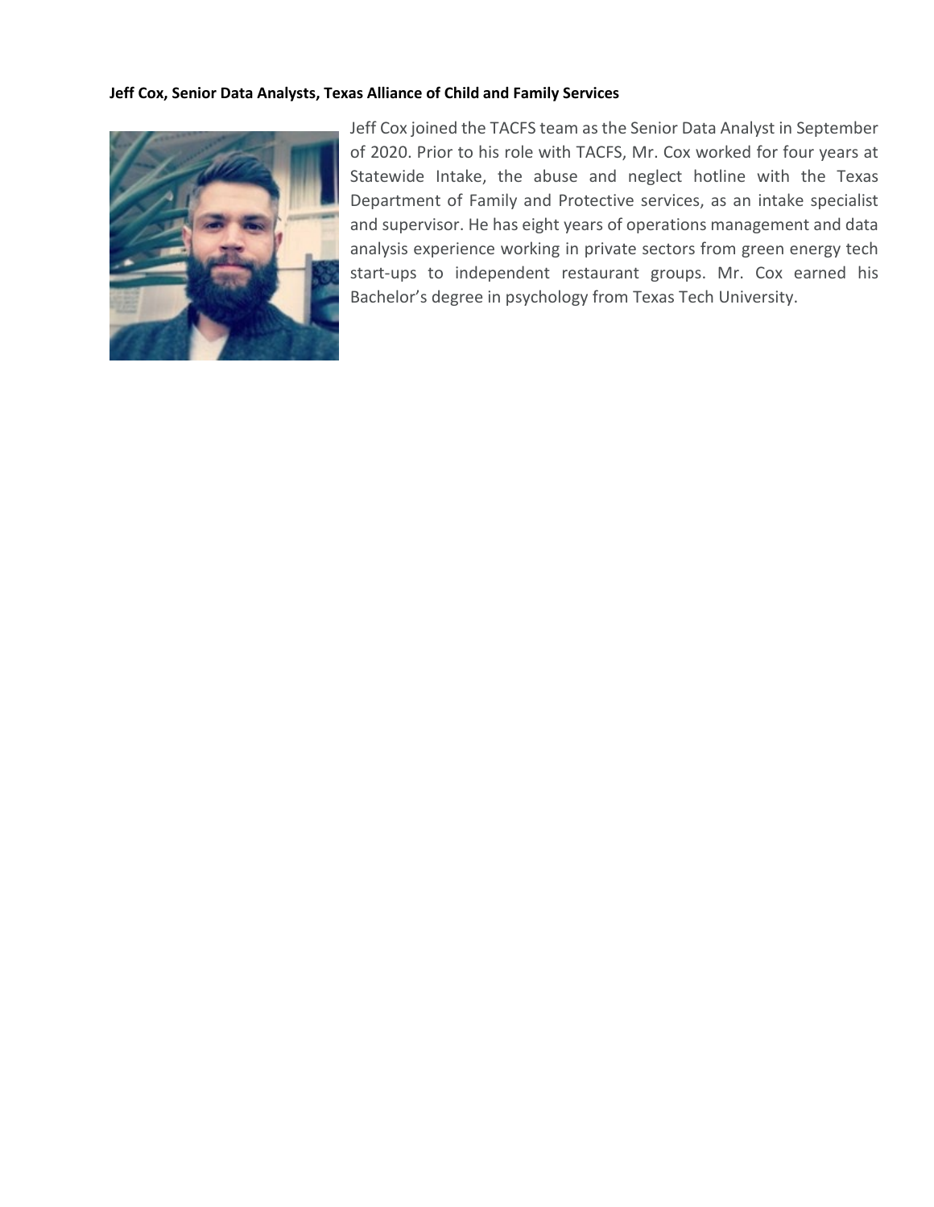**Jeff Cox, Senior Data Analysts, Texas Alliance of Child and Family Services**

Jeff Cox joined the TACFS team as the Senior Data Analyst in September of 2020. Prior to his role with TACFS, Mr. Cox worked for four years at Statewide Intake, the abuse and neglect hotline with the Texas Department of Family and Protective services, as an intake specialist and supervisor. He has eight years of operations management and data analysis experience working in private sectors from green energy tech start-ups to independent restaurant groups. Mr. Cox earned his Bachelor's degree in psychology from Texas Tech University.